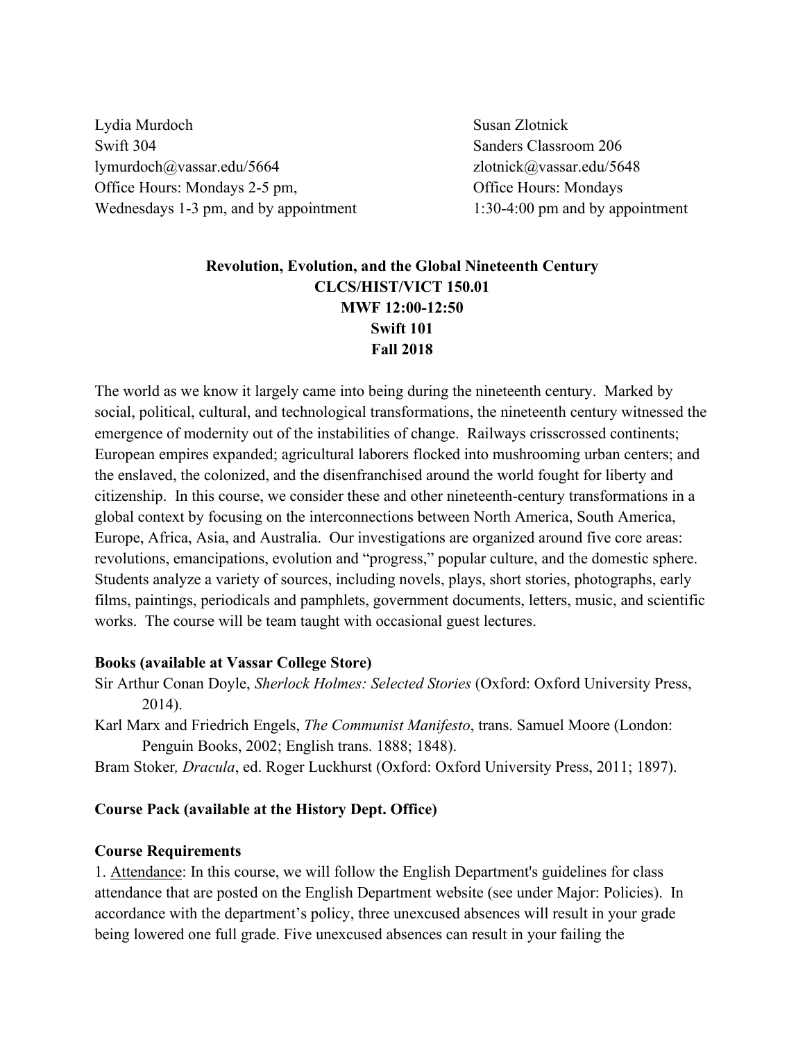Lydia Murdoch
Swift 304
lymurdoch@vassar.edu/5664
Office Hours: Mondays 2-5 pm,
Wednesdays 1-3 pm, and by appointment

Susan Zlotnick
Sanders Classroom 206
zlotnick@vassar.edu/5648
Office Hours: Mondays
1:30-4:00 pm and by appointment

**Revolution, Evolution, and the Global Nineteenth Century**
**CLCS/HIST/VICT 150.01**
**MWF 12:00-12:50**
**Swift 101**
**Fall 2018**

The world as we know it largely came into being during the nineteenth century. Marked by social, political, cultural, and technological transformations, the nineteenth century witnessed the emergence of modernity out of the instabilities of change. Railways crisscrossed continents; European empires expanded; agricultural laborers flocked into mushrooming urban centers; and the enslaved, the colonized, and the disenfranchised around the world fought for liberty and citizenship. In this course, we consider these and other nineteenth-century transformations in a global context by focusing on the interconnections between North America, South America, Europe, Africa, Asia, and Australia. Our investigations are organized around five core areas: revolutions, emancipations, evolution and "progress," popular culture, and the domestic sphere. Students analyze a variety of sources, including novels, plays, short stories, photographs, early films, paintings, periodicals and pamphlets, government documents, letters, music, and scientific works. The course will be team taught with occasional guest lectures.

**Books (available at Vassar College Store)**

Sir Arthur Conan Doyle, *Sherlock Holmes: Selected Stories* (Oxford: Oxford University Press, 2014).

Karl Marx and Friedrich Engels, *The Communist Manifesto*, trans. Samuel Moore (London: Penguin Books, 2002; English trans. 1888; 1848).

Bram Stoker, *Dracula*, ed. Roger Luckhurst (Oxford: Oxford University Press, 2011; 1897).

**Course Pack (available at the History Dept. Office)**

**Course Requirements**

1. Attendance: In this course, we will follow the English Department's guidelines for class attendance that are posted on the English Department website (see under Major: Policies). In accordance with the department's policy, three unexcused absences will result in your grade being lowered one full grade. Five unexcused absences can result in your failing the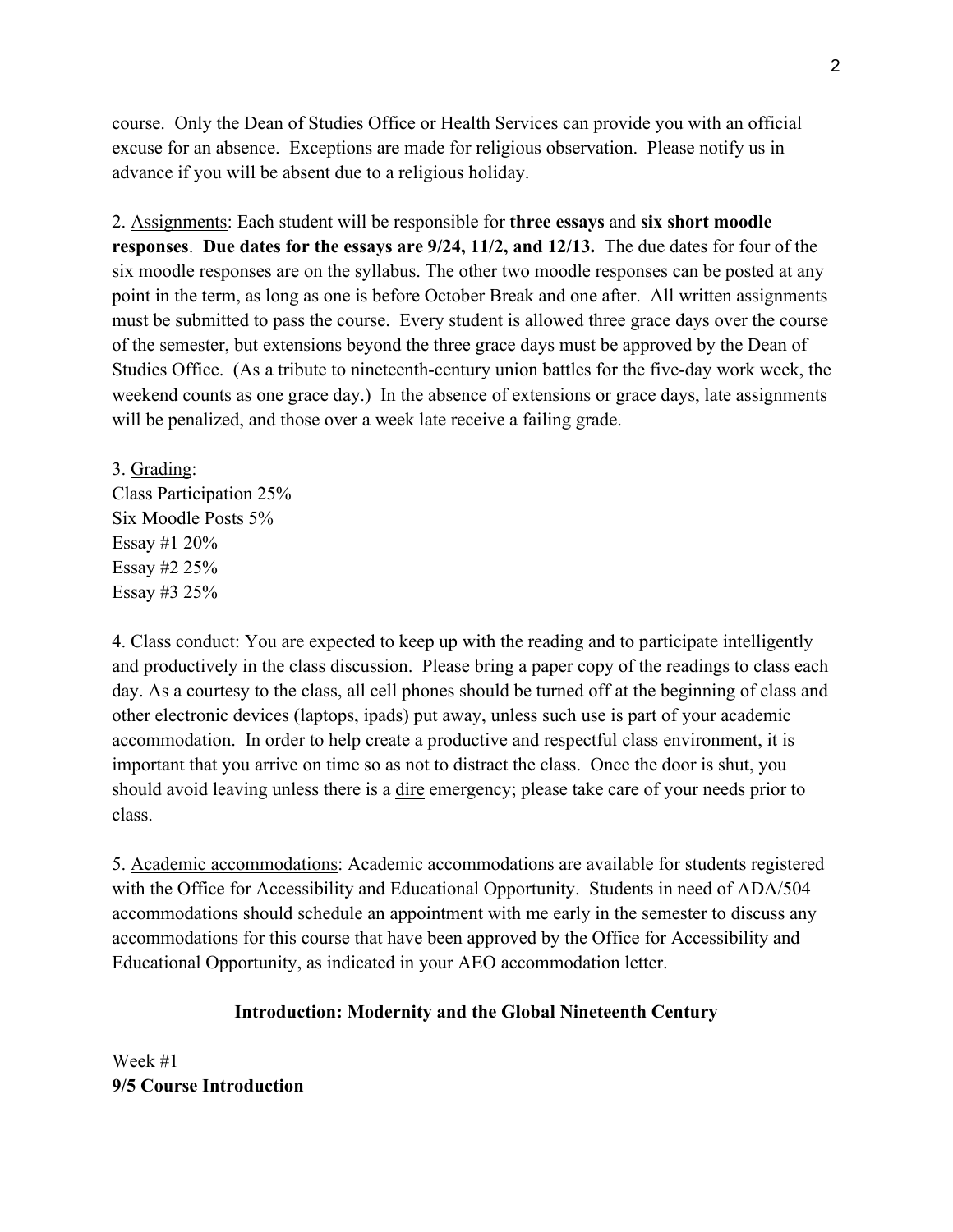course. Only the Dean of Studies Office or Health Services can provide you with an official excuse for an absence. Exceptions are made for religious observation. Please notify us in advance if you will be absent due to a religious holiday.

2. <u>Assignments</u>: Each student will be responsible for **three essays** and **six short moodle responses**. **Due dates for the essays are 9/24, 11/2, and 12/13.** The due dates for four of the six moodle responses are on the syllabus. The other two moodle responses can be posted at any point in the term, as long as one is before October Break and one after. All written assignments must be submitted to pass the course. Every student is allowed three grace days over the course of the semester, but extensions beyond the three grace days must be approved by the Dean of Studies Office. (As a tribute to nineteenth-century union battles for the five-day work week, the weekend counts as one grace day.) In the absence of extensions or grace days, late assignments will be penalized, and those over a week late receive a failing grade.

3. <u>Grading</u>:
Class Participation 25%
Six Moodle Posts 5%
Essay #1 20%
Essay #2 25%
Essay #3 25%

4. <u>Class conduct</u>: You are expected to keep up with the reading and to participate intelligently and productively in the class discussion. Please bring a paper copy of the readings to class each day. As a courtesy to the class, all cell phones should be turned off at the beginning of class and other electronic devices (laptops, ipads) put away, unless such use is part of your academic accommodation. In order to help create a productive and respectful class environment, it is important that you arrive on time so as not to distract the class. Once the door is shut, you should avoid leaving unless there is a <u>dire</u> emergency; please take care of your needs prior to class.

5. <u>Academic accommodations</u>: Academic accommodations are available for students registered with the Office for Accessibility and Educational Opportunity. Students in need of ADA/504 accommodations should schedule an appointment with me early in the semester to discuss any accommodations for this course that have been approved by the Office for Accessibility and Educational Opportunity, as indicated in your AEO accommodation letter.

## Introduction: Modernity and the Global Nineteenth Century

Week #1
**9/5 Course Introduction**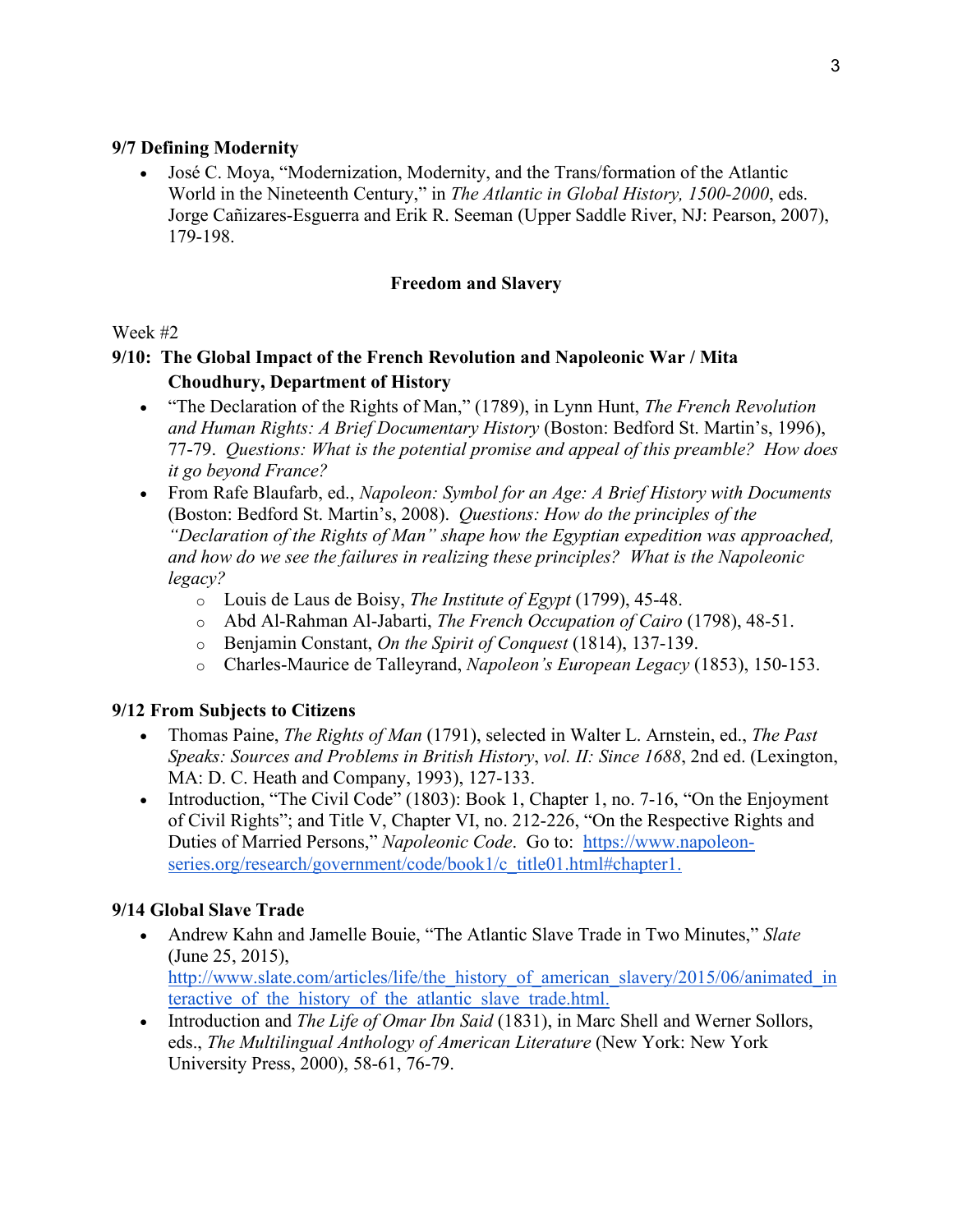**9/7 Defining Modernity**

- José C. Moya, "Modernization, Modernity, and the Trans/formation of the Atlantic World in the Nineteenth Century," in *The Atlantic in Global History, 1500-2000*, eds. Jorge Cañizares-Esguerra and Erik R. Seeman (Upper Saddle River, NJ: Pearson, 2007), 179-198.

## Freedom and Slavery

Week #2

**9/10: The Global Impact of the French Revolution and Napoleonic War / Mita Choudhury, Department of History**

- "The Declaration of the Rights of Man," (1789), in Lynn Hunt, *The French Revolution and Human Rights: A Brief Documentary History* (Boston: Bedford St. Martin's, 1996), 77-79. *Questions: What is the potential promise and appeal of this preamble? How does it go beyond France?*
- From Rafe Blaufarb, ed., *Napoleon: Symbol for an Age: A Brief History with Documents* (Boston: Bedford St. Martin's, 2008). *Questions: How do the principles of the "Declaration of the Rights of Man" shape how the Egyptian expedition was approached, and how do we see the failures in realizing these principles? What is the Napoleonic legacy?*
  - Louis de Laus de Boisy, *The Institute of Egypt* (1799), 45-48.
  - Abd Al-Rahman Al-Jabarti, *The French Occupation of Cairo* (1798), 48-51.
  - Benjamin Constant, *On the Spirit of Conquest* (1814), 137-139.
  - Charles-Maurice de Talleyrand, *Napoleon's European Legacy* (1853), 150-153.

**9/12 From Subjects to Citizens**

- Thomas Paine, *The Rights of Man* (1791), selected in Walter L. Arnstein, ed., *The Past Speaks: Sources and Problems in British History*, *vol. II: Since 1688*, 2nd ed. (Lexington, MA: D. C. Heath and Company, 1993), 127-133.
- Introduction, "The Civil Code" (1803): Book 1, Chapter 1, no. 7-16, "On the Enjoyment of Civil Rights"; and Title V, Chapter VI, no. 212-226, "On the Respective Rights and Duties of Married Persons," *Napoleonic Code*. Go to: [https://www.napoleon-series.org/research/government/code/book1/c_title01.html#chapter1.](https://www.napoleon-series.org/research/government/code/book1/c_title01.html#chapter1)

**9/14 Global Slave Trade**

- Andrew Kahn and Jamelle Bouie, "The Atlantic Slave Trade in Two Minutes," *Slate* (June 25, 2015), [http://www.slate.com/articles/life/the_history_of_american_slavery/2015/06/animated_interactive_of_the_history_of_the_atlantic_slave_trade.html.](http://www.slate.com/articles/life/the_history_of_american_slavery/2015/06/animated_interactive_of_the_history_of_the_atlantic_slave_trade.html)
- Introduction and *The Life of Omar Ibn Said* (1831), in Marc Shell and Werner Sollors, eds., *The Multilingual Anthology of American Literature* (New York: New York University Press, 2000), 58-61, 76-79.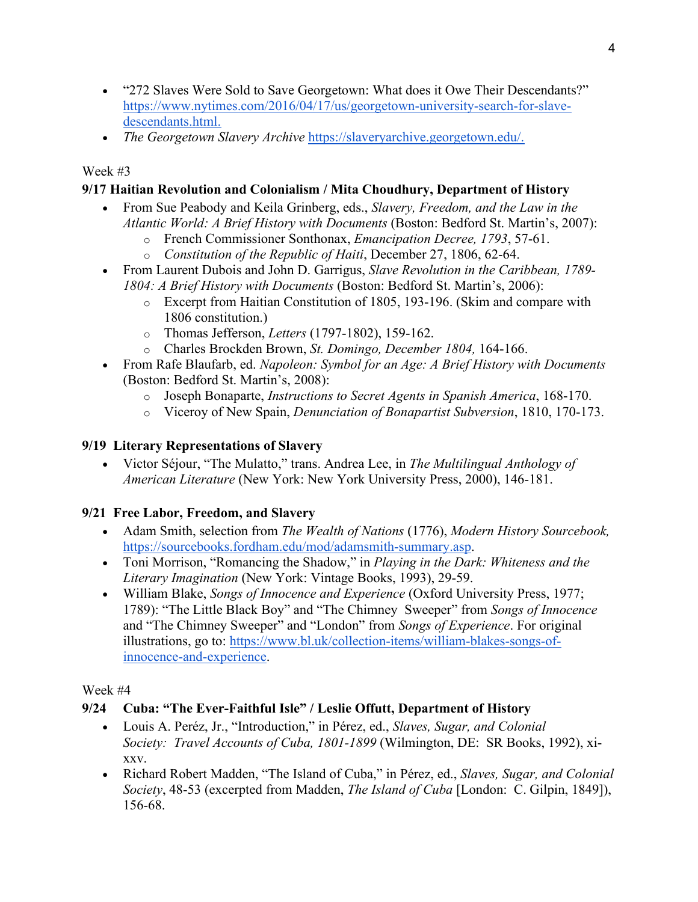- "272 Slaves Were Sold to Save Georgetown: What does it Owe Their Descendants?" https://www.nytimes.com/2016/04/17/us/georgetown-university-search-for-slave-descendants.html.
- *The Georgetown Slavery Archive* https://slaveryarchive.georgetown.edu/.

Week #3

**9/17 Haitian Revolution and Colonialism / Mita Choudhury, Department of History**

- From Sue Peabody and Keila Grinberg, eds., *Slavery, Freedom, and the Law in the Atlantic World: A Brief History with Documents* (Boston: Bedford St. Martin's, 2007):
  - French Commissioner Sonthonax, *Emancipation Decree, 1793*, 57-61.
  - *Constitution of the Republic of Haiti*, December 27, 1806, 62-64.
- From Laurent Dubois and John D. Garrigus, *Slave Revolution in the Caribbean, 1789-1804: A Brief History with Documents* (Boston: Bedford St. Martin's, 2006):
  - Excerpt from Haitian Constitution of 1805, 193-196. (Skim and compare with 1806 constitution.)
  - Thomas Jefferson, *Letters* (1797-1802), 159-162.
  - Charles Brockden Brown, *St. Domingo, December 1804,* 164-166.
- From Rafe Blaufarb, ed. *Napoleon: Symbol for an Age: A Brief History with Documents* (Boston: Bedford St. Martin's, 2008):
  - Joseph Bonaparte, *Instructions to Secret Agents in Spanish America*, 168-170.
  - Viceroy of New Spain, *Denunciation of Bonapartist Subversion*, 1810, 170-173.

**9/19 Literary Representations of Slavery**

- Victor Séjour, "The Mulatto," trans. Andrea Lee, in *The Multilingual Anthology of American Literature* (New York: New York University Press, 2000), 146-181.

**9/21 Free Labor, Freedom, and Slavery**

- Adam Smith, selection from *The Wealth of Nations* (1776), *Modern History Sourcebook,* https://sourcebooks.fordham.edu/mod/adamsmith-summary.asp.
- Toni Morrison, "Romancing the Shadow," in *Playing in the Dark: Whiteness and the Literary Imagination* (New York: Vintage Books, 1993), 29-59.
- William Blake, *Songs of Innocence and Experience* (Oxford University Press, 1977; 1789): "The Little Black Boy" and "The Chimney Sweeper" from *Songs of Innocence* and "The Chimney Sweeper" and "London" from *Songs of Experience*. For original illustrations, go to: https://www.bl.uk/collection-items/william-blakes-songs-of-innocence-and-experience.

Week #4

**9/24 Cuba: "The Ever-Faithful Isle" / Leslie Offutt, Department of History**

- Louis A. Peréz, Jr., "Introduction," in Pérez, ed., *Slaves, Sugar, and Colonial Society: Travel Accounts of Cuba, 1801-1899* (Wilmington, DE: SR Books, 1992), xi-xxv.
- Richard Robert Madden, "The Island of Cuba," in Pérez, ed., *Slaves, Sugar, and Colonial Society*, 48-53 (excerpted from Madden, *The Island of Cuba* [London: C. Gilpin, 1849]), 156-68.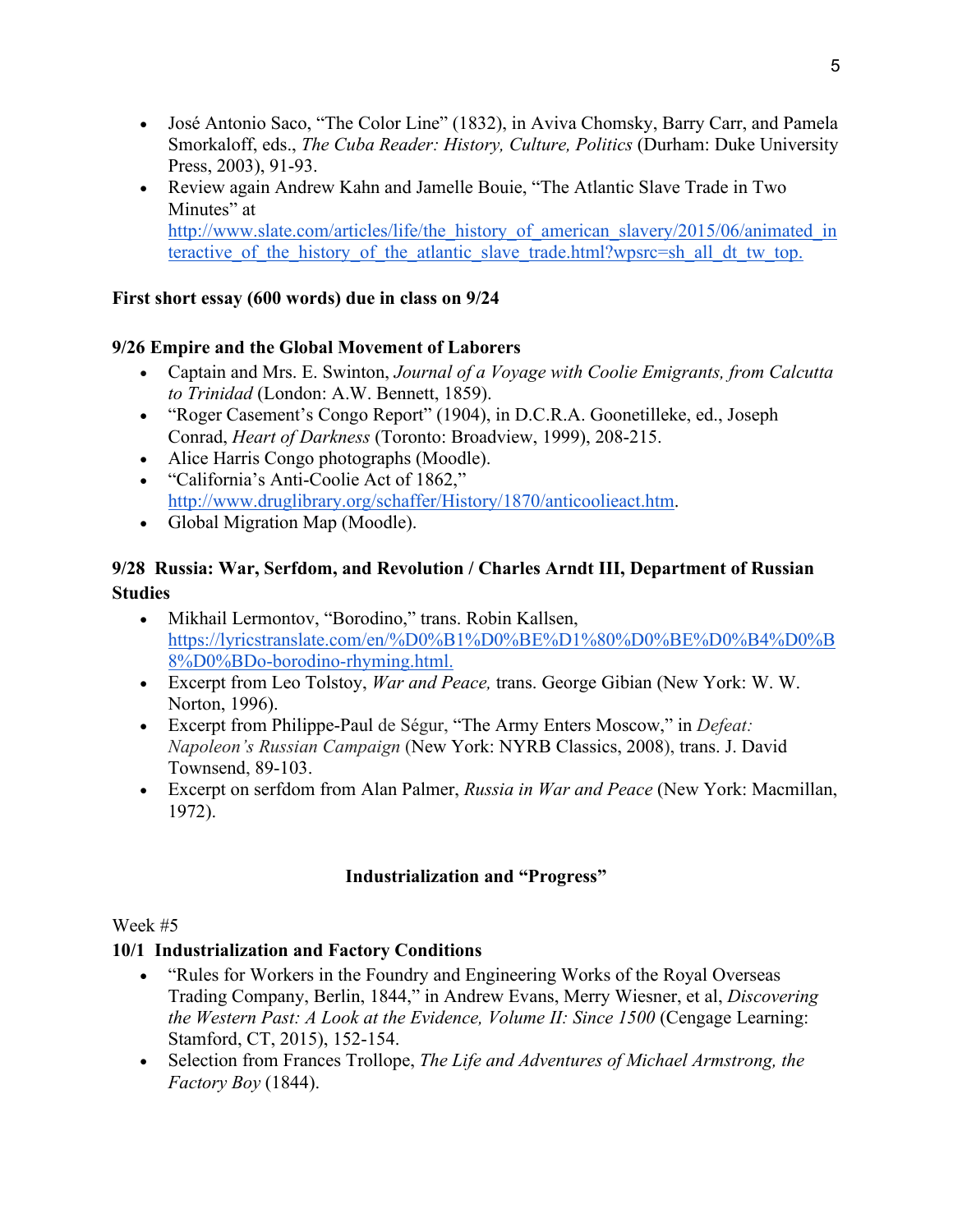- José Antonio Saco, "The Color Line" (1832), in Aviva Chomsky, Barry Carr, and Pamela Smorkaloff, eds., *The Cuba Reader: History, Culture, Politics* (Durham: Duke University Press, 2003), 91-93.
- Review again Andrew Kahn and Jamelle Bouie, "The Atlantic Slave Trade in Two Minutes" at http://www.slate.com/articles/life/the_history_of_american_slavery/2015/06/animated_interactive_of_the_history_of_the_atlantic_slave_trade.html?wpsrc=sh_all_dt_tw_top.

**First short essay (600 words) due in class on 9/24**

**9/26 Empire and the Global Movement of Laborers**

- Captain and Mrs. E. Swinton, *Journal of a Voyage with Coolie Emigrants, from Calcutta to Trinidad* (London: A.W. Bennett, 1859).
- "Roger Casement's Congo Report" (1904), in D.C.R.A. Goonetilleke, ed., Joseph Conrad, *Heart of Darkness* (Toronto: Broadview, 1999), 208-215.
- Alice Harris Congo photographs (Moodle).
- "California's Anti-Coolie Act of 1862," http://www.druglibrary.org/schaffer/History/1870/anticoolieact.htm.
- Global Migration Map (Moodle).

**9/28 Russia: War, Serfdom, and Revolution / Charles Arndt III, Department of Russian Studies**

- Mikhail Lermontov, "Borodino," trans. Robin Kallsen, https://lyricstranslate.com/en/%D0%B1%D0%BE%D1%80%D0%BE%D0%B4%D0%B8%D0%BDo-borodino-rhyming.html.
- Excerpt from Leo Tolstoy, *War and Peace,* trans. George Gibian (New York: W. W. Norton, 1996).
- Excerpt from Philippe-Paul de Ségur, "The Army Enters Moscow," in *Defeat: Napoleon's Russian Campaign* (New York: NYRB Classics, 2008), trans. J. David Townsend, 89-103.
- Excerpt on serfdom from Alan Palmer, *Russia in War and Peace* (New York: Macmillan, 1972).

## Industrialization and "Progress"

Week #5

**10/1 Industrialization and Factory Conditions**

- "Rules for Workers in the Foundry and Engineering Works of the Royal Overseas Trading Company, Berlin, 1844," in Andrew Evans, Merry Wiesner, et al, *Discovering the Western Past: A Look at the Evidence, Volume II: Since 1500* (Cengage Learning: Stamford, CT, 2015), 152-154.
- Selection from Frances Trollope, *The Life and Adventures of Michael Armstrong, the Factory Boy* (1844).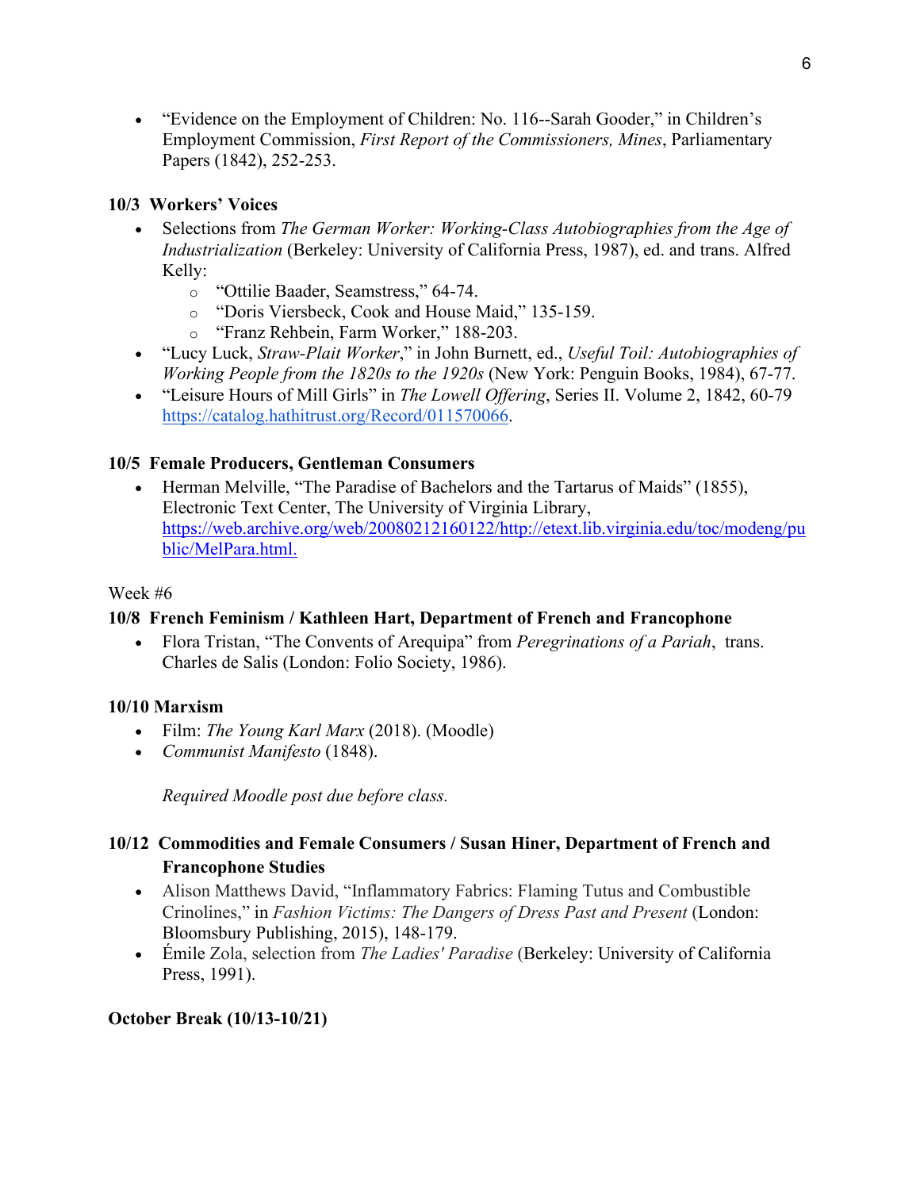- "Evidence on the Employment of Children: No. 116--Sarah Gooder," in Children's Employment Commission, *First Report of the Commissioners, Mines*, Parliamentary Papers (1842), 252-253.

**10/3 Workers' Voices**

- Selections from *The German Worker: Working-Class Autobiographies from the Age of Industrialization* (Berkeley: University of California Press, 1987), ed. and trans. Alfred Kelly:
    - "Ottilie Baader, Seamstress," 64-74.
    - "Doris Viersbeck, Cook and House Maid," 135-159.
    - "Franz Rehbein, Farm Worker," 188-203.
- "Lucy Luck, *Straw-Plait Worker*," in John Burnett, ed., *Useful Toil: Autobiographies of Working People from the 1820s to the 1920s* (New York: Penguin Books, 1984), 67-77.
- "Leisure Hours of Mill Girls" in *The Lowell Offering*, Series II. Volume 2, 1842, 60-79 https://catalog.hathitrust.org/Record/011570066.

**10/5 Female Producers, Gentleman Consumers**

- Herman Melville, "The Paradise of Bachelors and the Tartarus of Maids" (1855), Electronic Text Center, The University of Virginia Library, https://web.archive.org/web/20080212160122/http://etext.lib.virginia.edu/toc/modeng/public/MelPara.html.

Week #6

**10/8 French Feminism / Kathleen Hart, Department of French and Francophone**

- Flora Tristan, "The Convents of Arequipa" from *Peregrinations of a Pariah*, trans. Charles de Salis (London: Folio Society, 1986).

**10/10 Marxism**

- Film: *The Young Karl Marx* (2018). (Moodle)
- *Communist Manifesto* (1848).

  *Required Moodle post due before class.*

**10/12 Commodities and Female Consumers / Susan Hiner, Department of French and Francophone Studies**

- Alison Matthews David, "Inflammatory Fabrics: Flaming Tutus and Combustible Crinolines," in *Fashion Victims: The Dangers of Dress Past and Present* (London: Bloomsbury Publishing, 2015), 148-179.
- Émile Zola, selection from *The Ladies' Paradise* (Berkeley: University of California Press, 1991).

**October Break (10/13-10/21)**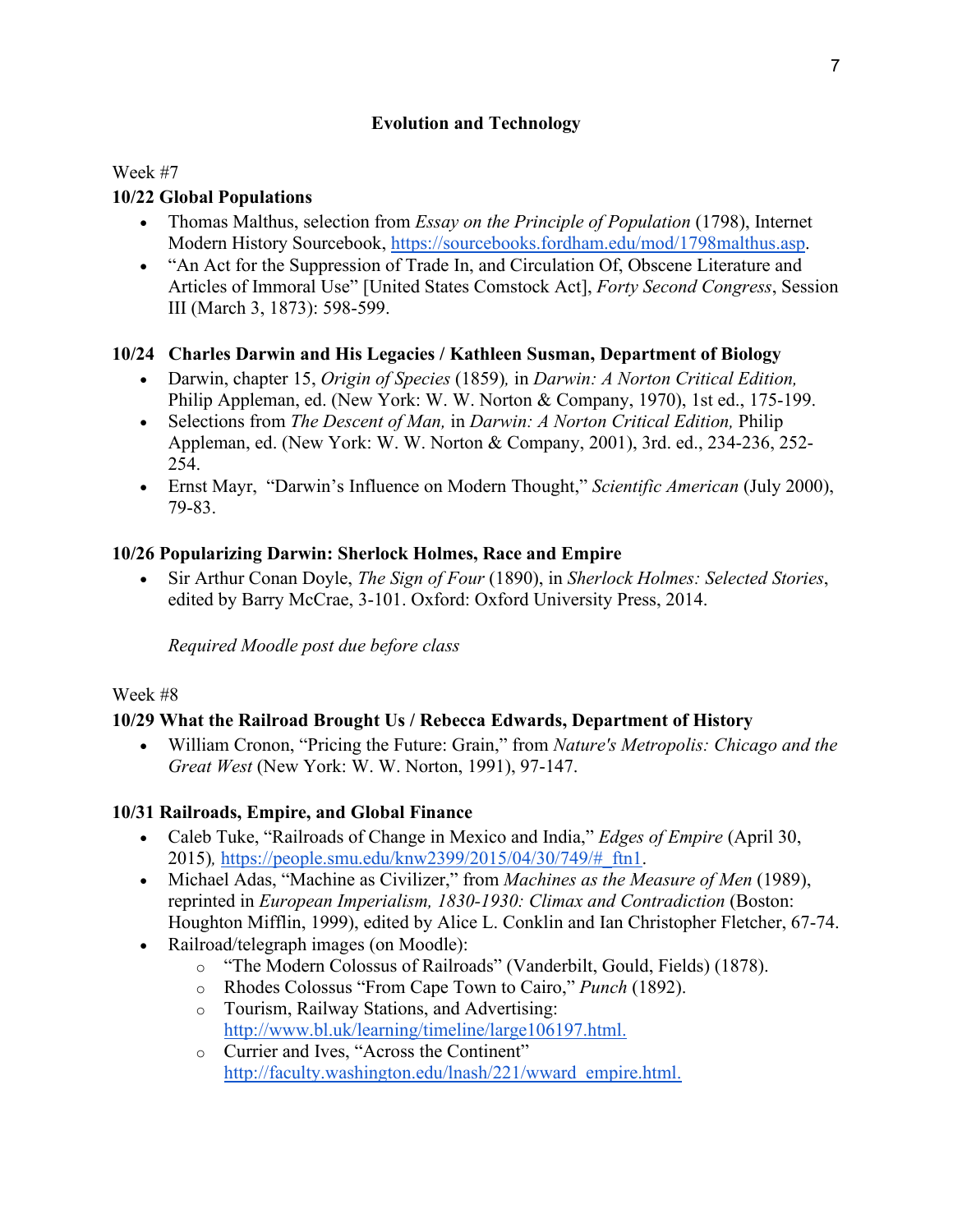## Evolution and Technology

Week #7

### 10/22 Global Populations

- Thomas Malthus, selection from *Essay on the Principle of Population* (1798), Internet Modern History Sourcebook, https://sourcebooks.fordham.edu/mod/1798malthus.asp.
- "An Act for the Suppression of Trade In, and Circulation Of, Obscene Literature and Articles of Immoral Use" [United States Comstock Act], *Forty Second Congress*, Session III (March 3, 1873): 598-599.

### 10/24 Charles Darwin and His Legacies / Kathleen Susman, Department of Biology

- Darwin, chapter 15, *Origin of Species* (1859), in *Darwin: A Norton Critical Edition,* Philip Appleman, ed. (New York: W. W. Norton & Company, 1970), 1st ed., 175-199.
- Selections from *The Descent of Man,* in *Darwin: A Norton Critical Edition,* Philip Appleman, ed. (New York: W. W. Norton & Company, 2001), 3rd. ed., 234-236, 252-254.
- Ernst Mayr, "Darwin's Influence on Modern Thought," *Scientific American* (July 2000), 79-83.

### 10/26 Popularizing Darwin: Sherlock Holmes, Race and Empire

- Sir Arthur Conan Doyle, *The Sign of Four* (1890), in *Sherlock Holmes: Selected Stories*, edited by Barry McCrae, 3-101. Oxford: Oxford University Press, 2014.

  *Required Moodle post due before class*

Week #8

### 10/29 What the Railroad Brought Us / Rebecca Edwards, Department of History

- William Cronon, "Pricing the Future: Grain," from *Nature's Metropolis: Chicago and the Great West* (New York: W. W. Norton, 1991), 97-147.

### 10/31 Railroads, Empire, and Global Finance

- Caleb Tuke, "Railroads of Change in Mexico and India," *Edges of Empire* (April 30, 2015), https://people.smu.edu/knw2399/2015/04/30/749/#_ftn1.
- Michael Adas, "Machine as Civilizer," from *Machines as the Measure of Men* (1989), reprinted in *European Imperialism, 1830-1930: Climax and Contradiction* (Boston: Houghton Mifflin, 1999), edited by Alice L. Conklin and Ian Christopher Fletcher, 67-74.
- Railroad/telegraph images (on Moodle):
  - "The Modern Colossus of Railroads" (Vanderbilt, Gould, Fields) (1878).
  - Rhodes Colossus "From Cape Town to Cairo," *Punch* (1892).
  - Tourism, Railway Stations, and Advertising: http://www.bl.uk/learning/timeline/large106197.html.
  - Currier and Ives, "Across the Continent" http://faculty.washington.edu/lnash/221/wward_empire.html.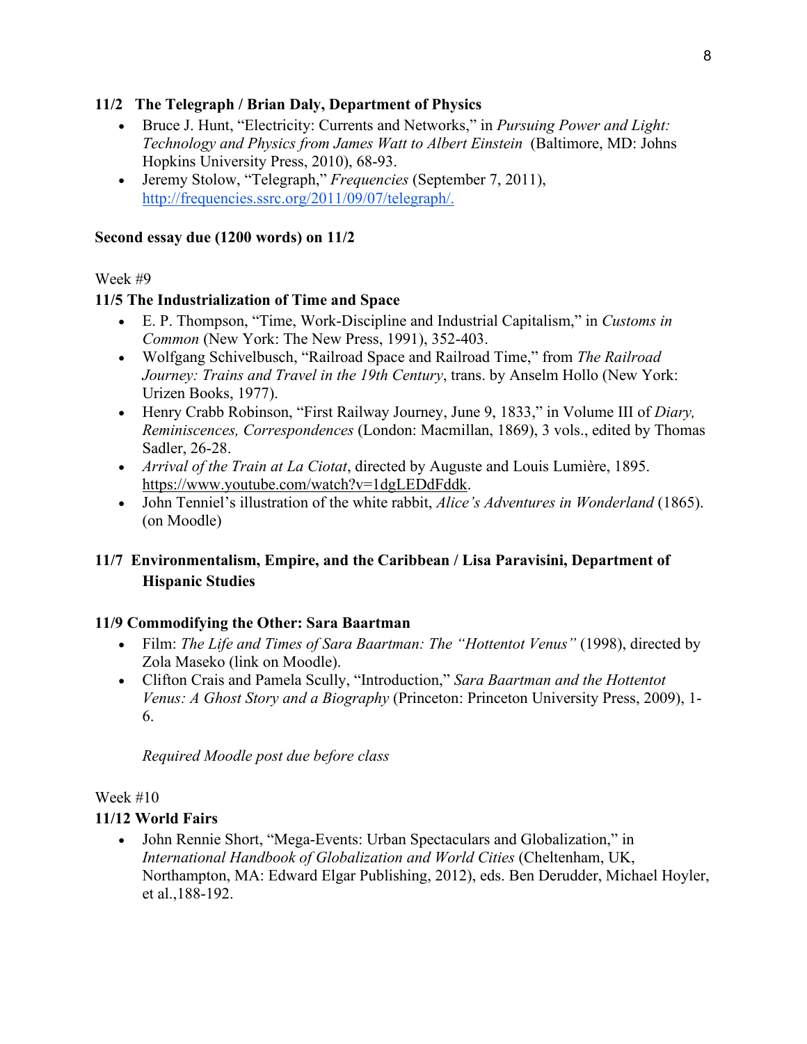**11/2 The Telegraph / Brian Daly, Department of Physics**

- Bruce J. Hunt, "Electricity: Currents and Networks," in *Pursuing Power and Light: Technology and Physics from James Watt to Albert Einstein* (Baltimore, MD: Johns Hopkins University Press, 2010), 68-93.
- Jeremy Stolow, "Telegraph," *Frequencies* (September 7, 2011), http://frequencies.ssrc.org/2011/09/07/telegraph/.

**Second essay due (1200 words) on 11/2**

Week #9

**11/5 The Industrialization of Time and Space**

- E. P. Thompson, "Time, Work-Discipline and Industrial Capitalism," in *Customs in Common* (New York: The New Press, 1991), 352-403.
- Wolfgang Schivelbusch, "Railroad Space and Railroad Time," from *The Railroad Journey: Trains and Travel in the 19th Century*, trans. by Anselm Hollo (New York: Urizen Books, 1977).
- Henry Crabb Robinson, "First Railway Journey, June 9, 1833," in Volume III of *Diary, Reminiscences, Correspondences* (London: Macmillan, 1869), 3 vols., edited by Thomas Sadler, 26-28.
- *Arrival of the Train at La Ciotat*, directed by Auguste and Louis Lumière, 1895. https://www.youtube.com/watch?v=1dgLEDdFddk.
- John Tenniel's illustration of the white rabbit, *Alice's Adventures in Wonderland* (1865). (on Moodle)

**11/7 Environmentalism, Empire, and the Caribbean / Lisa Paravisini, Department of Hispanic Studies**

**11/9 Commodifying the Other: Sara Baartman**

- Film: *The Life and Times of Sara Baartman: The "Hottentot Venus"* (1998), directed by Zola Maseko (link on Moodle).
- Clifton Crais and Pamela Scully, "Introduction," *Sara Baartman and the Hottentot Venus: A Ghost Story and a Biography* (Princeton: Princeton University Press, 2009), 1-6.

*Required Moodle post due before class*

Week #10

**11/12 World Fairs**

- John Rennie Short, "Mega-Events: Urban Spectaculars and Globalization," in *International Handbook of Globalization and World Cities* (Cheltenham, UK, Northampton, MA: Edward Elgar Publishing, 2012), eds. Ben Derudder, Michael Hoyler, et al.,188-192.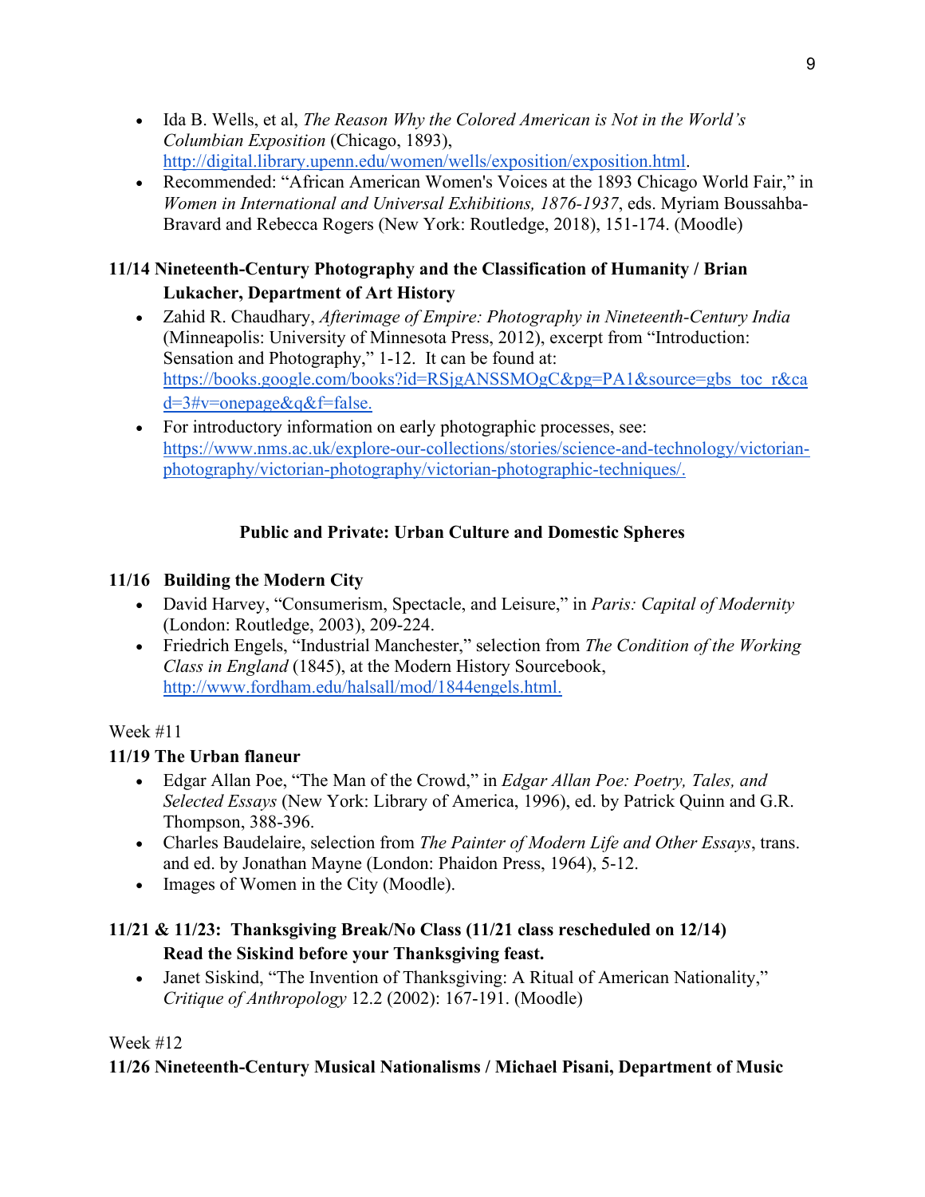- Ida B. Wells, et al, *The Reason Why the Colored American is Not in the World's Columbian Exposition* (Chicago, 1893), http://digital.library.upenn.edu/women/wells/exposition/exposition.html.
- Recommended: "African American Women's Voices at the 1893 Chicago World Fair," in *Women in International and Universal Exhibitions, 1876-1937*, eds. Myriam Boussahba-Bravard and Rebecca Rogers (New York: Routledge, 2018), 151-174. (Moodle)

**11/14 Nineteenth-Century Photography and the Classification of Humanity / Brian Lukacher, Department of Art History**

- Zahid R. Chaudhary, *Afterimage of Empire: Photography in Nineteenth-Century India* (Minneapolis: University of Minnesota Press, 2012), excerpt from "Introduction: Sensation and Photography," 1-12. It can be found at: https://books.google.com/books?id=RSjgANSSMOgC&pg=PA1&source=gbs_toc_r&cad=3#v=onepage&q&f=false.
- For introductory information on early photographic processes, see: https://www.nms.ac.uk/explore-our-collections/stories/science-and-technology/victorian-photography/victorian-photography/victorian-photographic-techniques/.

## Public and Private: Urban Culture and Domestic Spheres

**11/16 Building the Modern City**

- David Harvey, "Consumerism, Spectacle, and Leisure," in *Paris: Capital of Modernity* (London: Routledge, 2003), 209-224.
- Friedrich Engels, "Industrial Manchester," selection from *The Condition of the Working Class in England* (1845), at the Modern History Sourcebook, http://www.fordham.edu/halsall/mod/1844engels.html.

Week #11

**11/19 The Urban flaneur**

- Edgar Allan Poe, "The Man of the Crowd," in *Edgar Allan Poe: Poetry, Tales, and Selected Essays* (New York: Library of America, 1996), ed. by Patrick Quinn and G.R. Thompson, 388-396.
- Charles Baudelaire, selection from *The Painter of Modern Life and Other Essays*, trans. and ed. by Jonathan Mayne (London: Phaidon Press, 1964), 5-12.
- Images of Women in the City (Moodle).

**11/21 & 11/23: Thanksgiving Break/No Class (11/21 class rescheduled on 12/14) Read the Siskind before your Thanksgiving feast.**

- Janet Siskind, "The Invention of Thanksgiving: A Ritual of American Nationality," *Critique of Anthropology* 12.2 (2002): 167-191. (Moodle)

Week #12

**11/26 Nineteenth-Century Musical Nationalisms / Michael Pisani, Department of Music**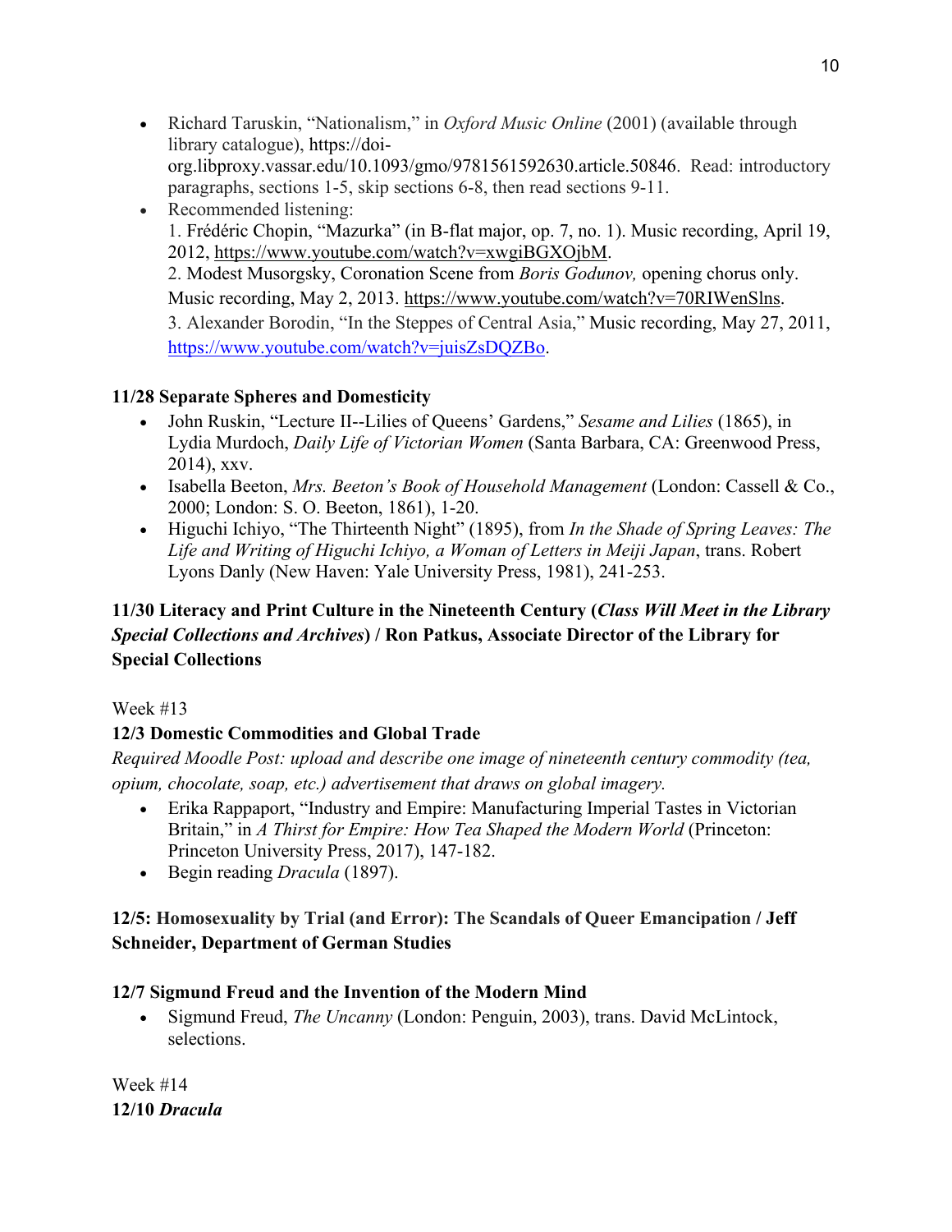- Richard Taruskin, "Nationalism," in *Oxford Music Online* (2001) (available through library catalogue), https://doi-org.libproxy.vassar.edu/10.1093/gmo/9781561592630.article.50846. Read: introductory paragraphs, sections 1-5, skip sections 6-8, then read sections 9-11.
- Recommended listening:
  1. Frédéric Chopin, "Mazurka" (in B-flat major, op. 7, no. 1). Music recording, April 19, 2012, https://www.youtube.com/watch?v=xwgiBGXOjbM.
  2. Modest Musorgsky, Coronation Scene from *Boris Godunov,* opening chorus only. Music recording, May 2, 2013. https://www.youtube.com/watch?v=70RIWenSlns.
  3. Alexander Borodin, "In the Steppes of Central Asia," Music recording, May 27, 2011, https://www.youtube.com/watch?v=juisZsDQZBo.

**11/28 Separate Spheres and Domesticity**

- John Ruskin, "Lecture II--Lilies of Queens' Gardens," *Sesame and Lilies* (1865), in Lydia Murdoch, *Daily Life of Victorian Women* (Santa Barbara, CA: Greenwood Press, 2014), xxv.
- Isabella Beeton, *Mrs. Beeton's Book of Household Management* (London: Cassell & Co., 2000; London: S. O. Beeton, 1861), 1-20.
- Higuchi Ichiyo, "The Thirteenth Night" (1895), from *In the Shade of Spring Leaves: The Life and Writing of Higuchi Ichiyo, a Woman of Letters in Meiji Japan*, trans. Robert Lyons Danly (New Haven: Yale University Press, 1981), 241-253.

**11/30 Literacy and Print Culture in the Nineteenth Century (*Class Will Meet in the Library Special Collections and Archives*) / Ron Patkus, Associate Director of the Library for Special Collections**

Week #13

**12/3 Domestic Commodities and Global Trade**

*Required Moodle Post: upload and describe one image of nineteenth century commodity (tea, opium, chocolate, soap, etc.) advertisement that draws on global imagery.*

- Erika Rappaport, "Industry and Empire: Manufacturing Imperial Tastes in Victorian Britain," in *A Thirst for Empire: How Tea Shaped the Modern World* (Princeton: Princeton University Press, 2017), 147-182.
- Begin reading *Dracula* (1897).

**12/5: Homosexuality by Trial (and Error): The Scandals of Queer Emancipation / Jeff Schneider, Department of German Studies**

**12/7 Sigmund Freud and the Invention of the Modern Mind**

- Sigmund Freud, *The Uncanny* (London: Penguin, 2003), trans. David McLintock, selections.

Week #14

**12/10 *Dracula***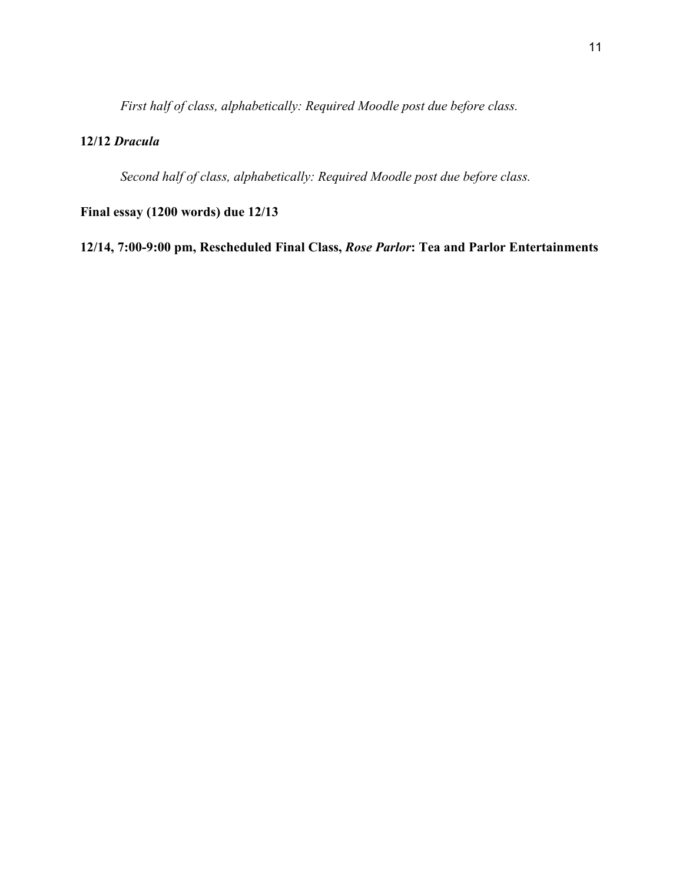*First half of class, alphabetically: Required Moodle post due before class.*

**12/12 *Dracula***

*Second half of class, alphabetically: Required Moodle post due before class.*

**Final essay (1200 words) due 12/13**

**12/14, 7:00-9:00 pm, Rescheduled Final Class, *Rose Parlor*: Tea and Parlor Entertainments**